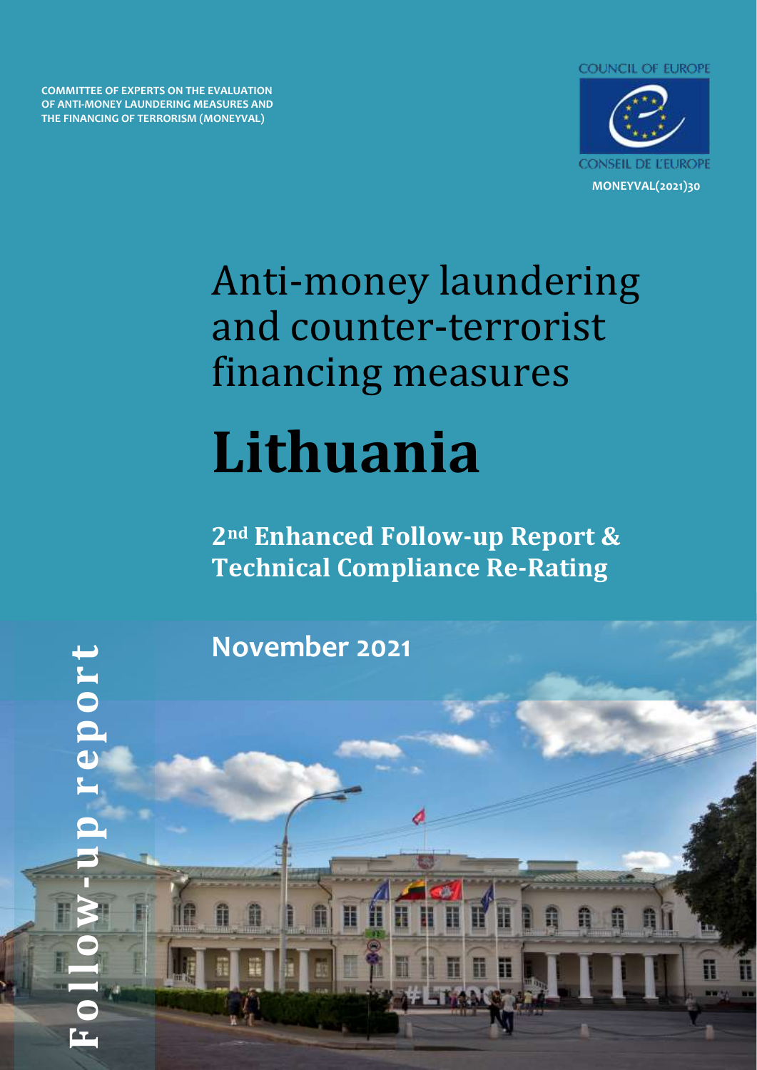COMMITTEE OF EXPERTS ON THE EVALUATION OF ANTI-MONEY LAUNDERING MEASURES AND THE FINANCING OF TERRORISM (MONEYVAL)

COUNCIL OF EUROPE

CONSEIL DE L'EUROPE

MONEYVAL(2021)30

# Anti-money laundering and counter-terrorist financing measures

# Lithuania

## 2nd Enhanced Follow-up Report & Technical Compliance Re-Rating

**November 2021**

Follow-up report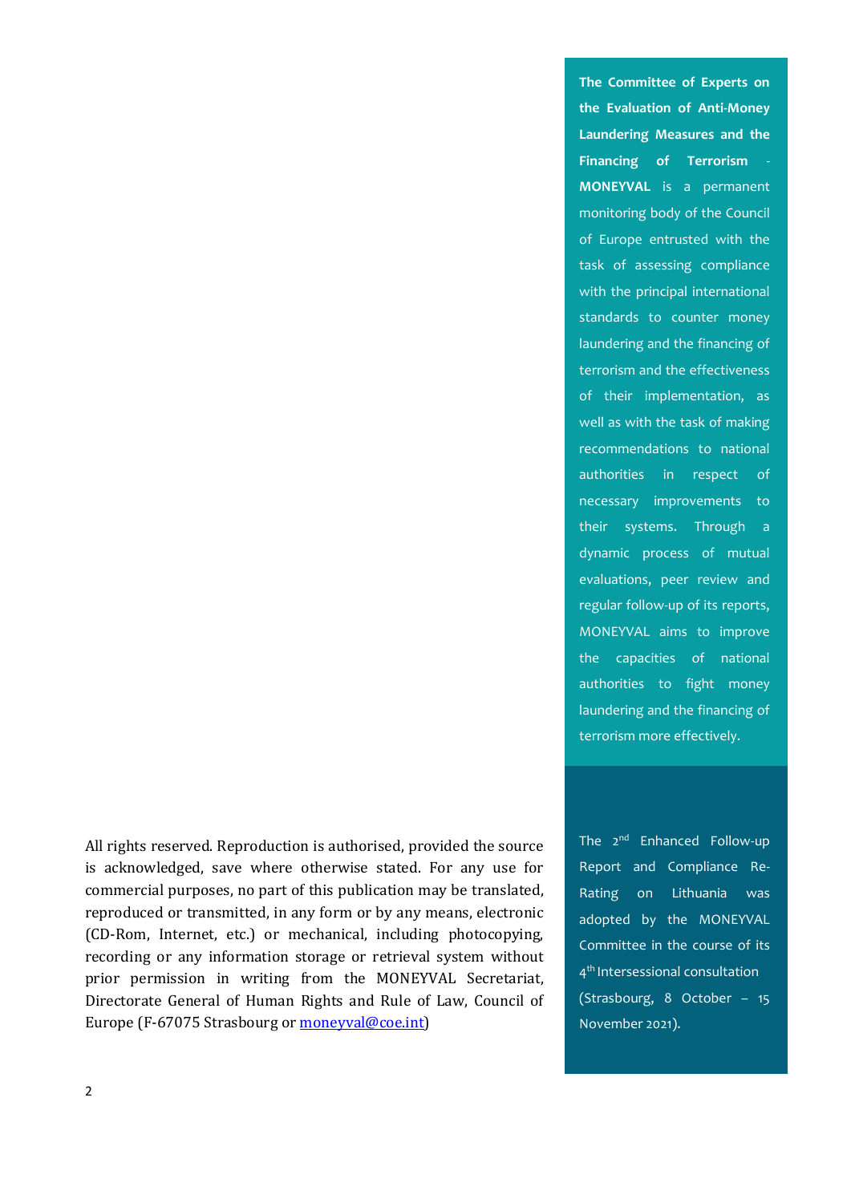**The Committee of Experts on the Evaluation of Anti-Money Laundering Measures and the Financing of Terrorism - MONEYVAL** is a permanent monitoring body of the Council of Europe entrusted with the task of assessing compliance with the principal international standards to counter money laundering and the financing of terrorism and the effectiveness of their implementation, as well as with the task of making recommendations to national authorities in respect of necessary improvements to their systems. Through a dynamic process of mutual evaluations, peer review and regular follow-up of its reports, MONEYVAL aims to improve the capacities of national authorities to fight money laundering and the financing of terrorism more effectively.

All rights reserved. Reproduction is authorised, provided the source is acknowledged, save where otherwise stated. For any use for commercial purposes, no part of this publication may be translated, reproduced or transmitted, in any form or by any means, electronic (CD-Rom, Internet, etc.) or mechanical, including photocopying, recording or any information storage or retrieval system without prior permission in writing from the MONEYVAL Secretariat, Directorate General of Human Rights and Rule of Law, Council of Europe (F-67075 Strasbourg or moneyval@coe.int)

The 2nd Enhanced Follow-up Report and Compliance Re-Rating on Lithuania was adopted by the MONEYVAL Committee in the course of its 4th Intersessional consultation (Strasbourg, 8 October – 15 November 2021).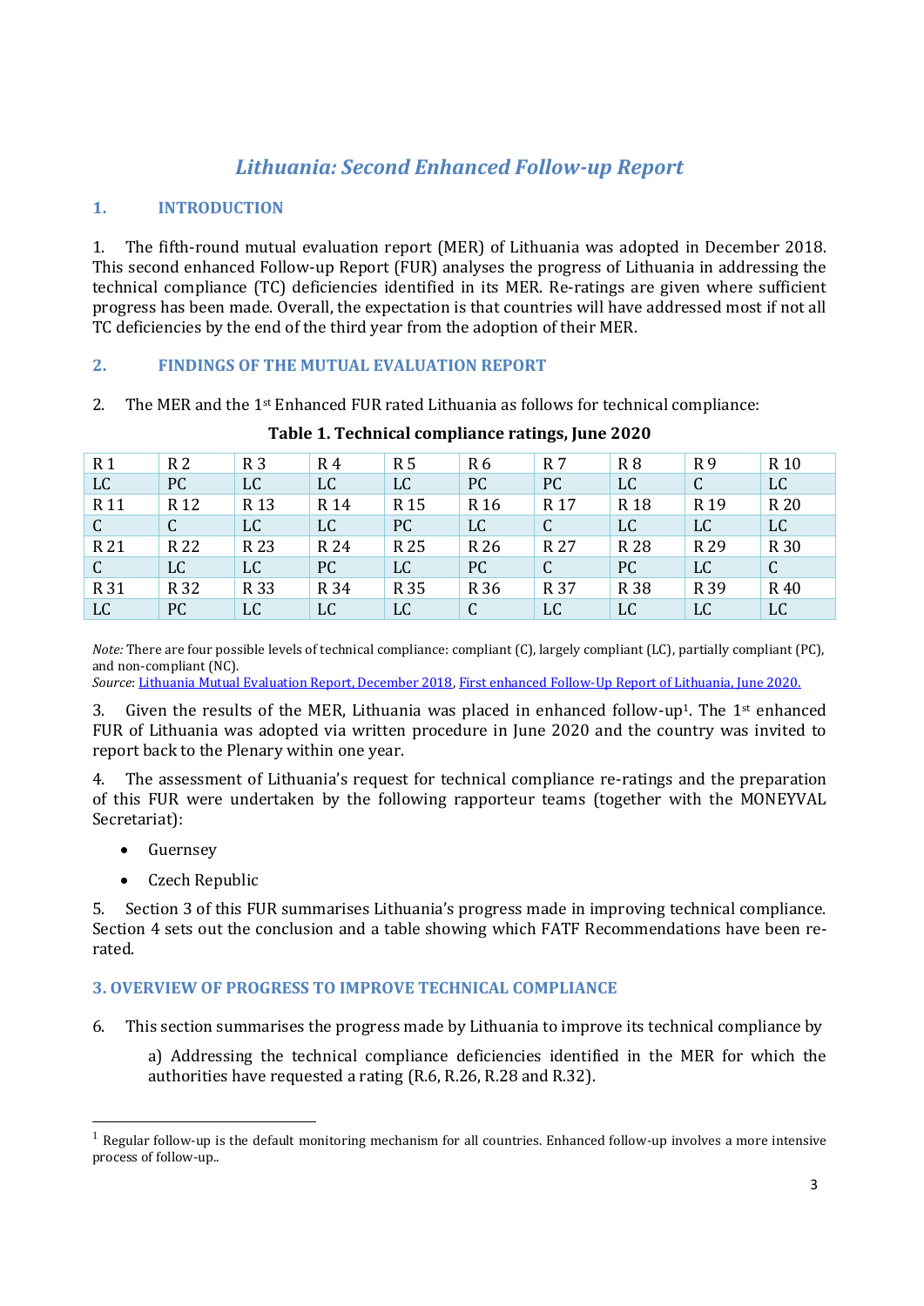# *Lithuania: Second Enhanced Follow-up Report*

## 1. INTRODUCTION

1. The fifth-round mutual evaluation report (MER) of Lithuania was adopted in December 2018. This second enhanced Follow-up Report (FUR) analyses the progress of Lithuania in addressing the technical compliance (TC) deficiencies identified in its MER. Re-ratings are given where sufficient progress has been made. Overall, the expectation is that countries will have addressed most if not all TC deficiencies by the end of the third year from the adoption of their MER.

## 2. FINDINGS OF THE MUTUAL EVALUATION REPORT

2. The MER and the 1st Enhanced FUR rated Lithuania as follows for technical compliance:

**Table 1. Technical compliance ratings, June 2020**

| R 1 | R 2 | R 3 | R 4 | R 5 | R 6 | R 7 | R 8 | R 9 | R 10 |
|---|---|---|---|---|---|---|---|---|---|
| LC | PC | LC | LC | LC | PC | PC | LC | C | LC |
| R 11 | R 12 | R 13 | R 14 | R 15 | R 16 | R 17 | R 18 | R 19 | R 20 |
| C | C | LC | LC | PC | LC | C | LC | LC | LC |
| R 21 | R 22 | R 23 | R 24 | R 25 | R 26 | R 27 | R 28 | R 29 | R 30 |
| C | LC | LC | PC | LC | PC | C | PC | LC | C |
| R 31 | R 32 | R 33 | R 34 | R 35 | R 36 | R 37 | R 38 | R 39 | R 40 |
| LC | PC | LC | LC | LC | C | LC | LC | LC | LC |

*Note:* There are four possible levels of technical compliance: compliant (C), largely compliant (LC), partially compliant (PC), and non-compliant (NC).
*Source*: Lithuania Mutual Evaluation Report, December 2018, First enhanced Follow-Up Report of Lithuania, June 2020.

3. Given the results of the MER, Lithuania was placed in enhanced follow-up[1]. The 1st enhanced FUR of Lithuania was adopted via written procedure in June 2020 and the country was invited to report back to the Plenary within one year.

4. The assessment of Lithuania's request for technical compliance re-ratings and the preparation of this FUR were undertaken by the following rapporteur teams (together with the MONEYVAL Secretariat):

- Guernsey
- Czech Republic

5. Section 3 of this FUR summarises Lithuania's progress made in improving technical compliance. Section 4 sets out the conclusion and a table showing which FATF Recommendations have been re-rated.

## 3. OVERVIEW OF PROGRESS TO IMPROVE TECHNICAL COMPLIANCE

6. This section summarises the progress made by Lithuania to improve its technical compliance by

a) Addressing the technical compliance deficiencies identified in the MER for which the authorities have requested a rating (R.6, R.26, R.28 and R.32).

[1] Regular follow-up is the default monitoring mechanism for all countries. Enhanced follow-up involves a more intensive process of follow-up..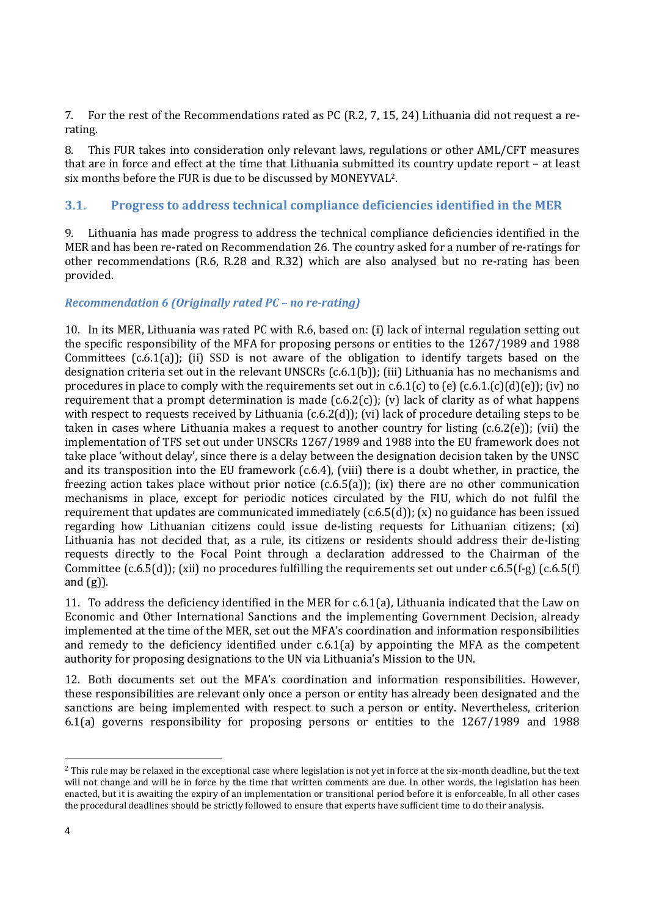7. For the rest of the Recommendations rated as PC (R.2, 7, 15, 24) Lithuania did not request a re-rating.

8. This FUR takes into consideration only relevant laws, regulations or other AML/CFT measures that are in force and effect at the time that Lithuania submitted its country update report – at least six months before the FUR is due to be discussed by MONEYVAL[2].

## 3.1. Progress to address technical compliance deficiencies identified in the MER

9. Lithuania has made progress to address the technical compliance deficiencies identified in the MER and has been re-rated on Recommendation 26. The country asked for a number of re-ratings for other recommendations (R.6, R.28 and R.32) which are also analysed but no re-rating has been provided.

### *Recommendation 6 (Originally rated PC – no re-rating)*

10. In its MER, Lithuania was rated PC with R.6, based on: (i) lack of internal regulation setting out the specific responsibility of the MFA for proposing persons or entities to the 1267/1989 and 1988 Committees (c.6.1(a)); (ii) SSD is not aware of the obligation to identify targets based on the designation criteria set out in the relevant UNSCRs (c.6.1(b)); (iii) Lithuania has no mechanisms and procedures in place to comply with the requirements set out in c.6.1(c) to (e) (c.6.1.(c)(d)(e)); (iv) no requirement that a prompt determination is made (c.6.2(c)); (v) lack of clarity as of what happens with respect to requests received by Lithuania (c.6.2(d)); (vi) lack of procedure detailing steps to be taken in cases where Lithuania makes a request to another country for listing (c.6.2(e)); (vii) the implementation of TFS set out under UNSCRs 1267/1989 and 1988 into the EU framework does not take place 'without delay', since there is a delay between the designation decision taken by the UNSC and its transposition into the EU framework (c.6.4), (viii) there is a doubt whether, in practice, the freezing action takes place without prior notice (c.6.5(a)); (ix) there are no other communication mechanisms in place, except for periodic notices circulated by the FIU, which do not fulfil the requirement that updates are communicated immediately (c.6.5(d)); (x) no guidance has been issued regarding how Lithuanian citizens could issue de-listing requests for Lithuanian citizens; (xi) Lithuania has not decided that, as a rule, its citizens or residents should address their de-listing requests directly to the Focal Point through a declaration addressed to the Chairman of the Committee (c.6.5(d)); (xii) no procedures fulfilling the requirements set out under c.6.5(f-g) (c.6.5(f) and (g)).

11. To address the deficiency identified in the MER for c.6.1(a), Lithuania indicated that the Law on Economic and Other International Sanctions and the implementing Government Decision, already implemented at the time of the MER, set out the MFA's coordination and information responsibilities and remedy to the deficiency identified under c.6.1(a) by appointing the MFA as the competent authority for proposing designations to the UN via Lithuania's Mission to the UN.

12. Both documents set out the MFA's coordination and information responsibilities. However, these responsibilities are relevant only once a person or entity has already been designated and the sanctions are being implemented with respect to such a person or entity. Nevertheless, criterion 6.1(a) governs responsibility for proposing persons or entities to the 1267/1989 and 1988

---

[2] This rule may be relaxed in the exceptional case where legislation is not yet in force at the six-month deadline, but the text will not change and will be in force by the time that written comments are due. In other words, the legislation has been enacted, but it is awaiting the expiry of an implementation or transitional period before it is enforceable, In all other cases the procedural deadlines should be strictly followed to ensure that experts have sufficient time to do their analysis.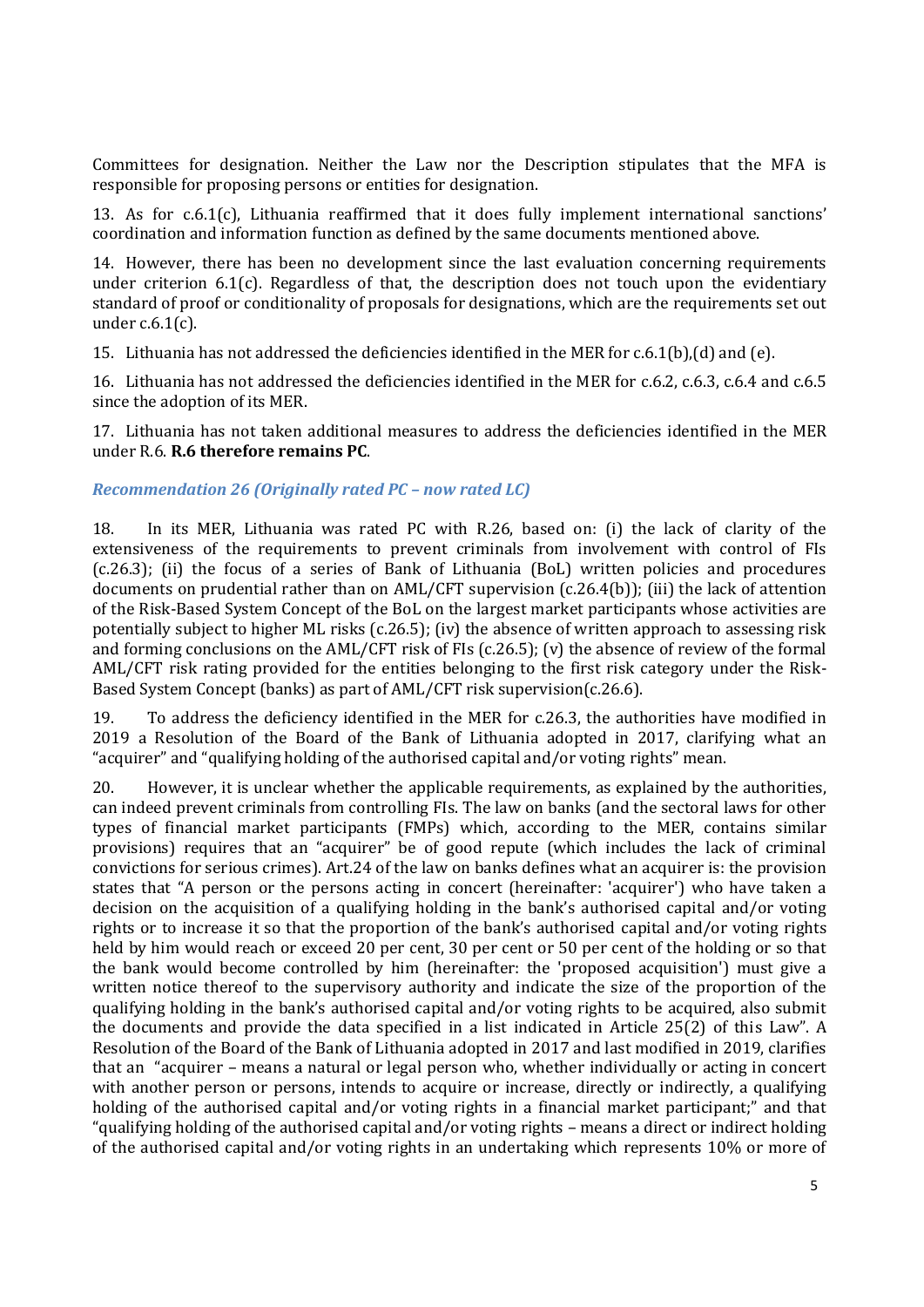Committees for designation. Neither the Law nor the Description stipulates that the MFA is responsible for proposing persons or entities for designation.

13. As for c.6.1(c), Lithuania reaffirmed that it does fully implement international sanctions' coordination and information function as defined by the same documents mentioned above.

14. However, there has been no development since the last evaluation concerning requirements under criterion 6.1(c). Regardless of that, the description does not touch upon the evidentiary standard of proof or conditionality of proposals for designations, which are the requirements set out under c.6.1(c).

15. Lithuania has not addressed the deficiencies identified in the MER for c.6.1(b),(d) and (e).

16. Lithuania has not addressed the deficiencies identified in the MER for c.6.2, c.6.3, c.6.4 and c.6.5 since the adoption of its MER.

17. Lithuania has not taken additional measures to address the deficiencies identified in the MER under R.6. **R.6 therefore remains PC**.

### *Recommendation 26 (Originally rated PC – now rated LC)*

18. In its MER, Lithuania was rated PC with R.26, based on: (i) the lack of clarity of the extensiveness of the requirements to prevent criminals from involvement with control of FIs (c.26.3); (ii) the focus of a series of Bank of Lithuania (BoL) written policies and procedures documents on prudential rather than on AML/CFT supervision (c.26.4(b)); (iii) the lack of attention of the Risk-Based System Concept of the BoL on the largest market participants whose activities are potentially subject to higher ML risks (c.26.5); (iv) the absence of written approach to assessing risk and forming conclusions on the AML/CFT risk of FIs (c.26.5); (v) the absence of review of the formal AML/CFT risk rating provided for the entities belonging to the first risk category under the Risk-Based System Concept (banks) as part of AML/CFT risk supervision(c.26.6).

19. To address the deficiency identified in the MER for c.26.3, the authorities have modified in 2019 a Resolution of the Board of the Bank of Lithuania adopted in 2017, clarifying what an "acquirer" and "qualifying holding of the authorised capital and/or voting rights" mean.

20. However, it is unclear whether the applicable requirements, as explained by the authorities, can indeed prevent criminals from controlling FIs. The law on banks (and the sectoral laws for other types of financial market participants (FMPs) which, according to the MER, contains similar provisions) requires that an "acquirer" be of good repute (which includes the lack of criminal convictions for serious crimes). Art.24 of the law on banks defines what an acquirer is: the provision states that "A person or the persons acting in concert (hereinafter: 'acquirer') who have taken a decision on the acquisition of a qualifying holding in the bank's authorised capital and/or voting rights or to increase it so that the proportion of the bank's authorised capital and/or voting rights held by him would reach or exceed 20 per cent, 30 per cent or 50 per cent of the holding or so that the bank would become controlled by him (hereinafter: the 'proposed acquisition') must give a written notice thereof to the supervisory authority and indicate the size of the proportion of the qualifying holding in the bank's authorised capital and/or voting rights to be acquired, also submit the documents and provide the data specified in a list indicated in Article 25(2) of this Law". A Resolution of the Board of the Bank of Lithuania adopted in 2017 and last modified in 2019, clarifies that an "acquirer – means a natural or legal person who, whether individually or acting in concert with another person or persons, intends to acquire or increase, directly or indirectly, a qualifying holding of the authorised capital and/or voting rights in a financial market participant;" and that "qualifying holding of the authorised capital and/or voting rights – means a direct or indirect holding of the authorised capital and/or voting rights in an undertaking which represents 10% or more of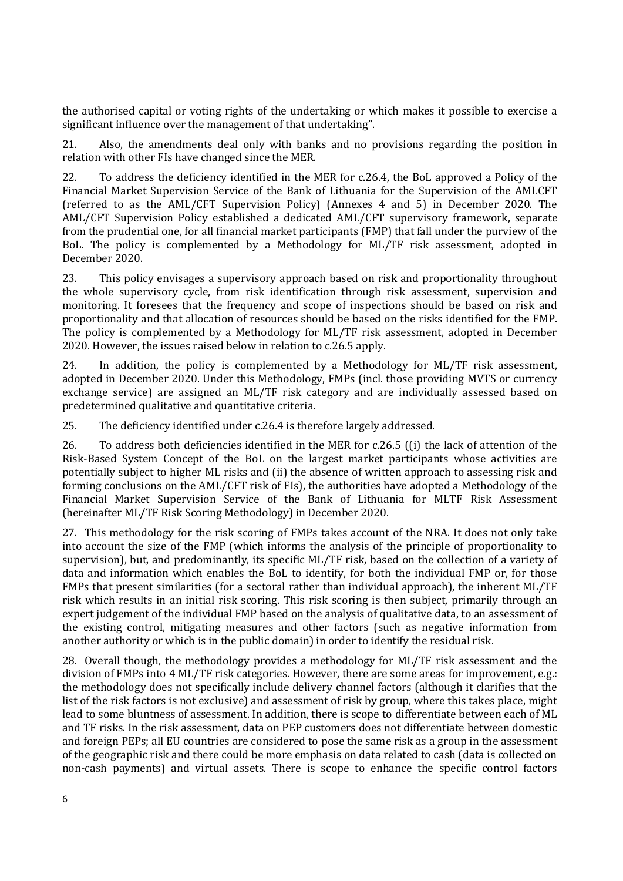the authorised capital or voting rights of the undertaking or which makes it possible to exercise a significant influence over the management of that undertaking".

21. Also, the amendments deal only with banks and no provisions regarding the position in relation with other FIs have changed since the MER.

22. To address the deficiency identified in the MER for c.26.4, the BoL approved a Policy of the Financial Market Supervision Service of the Bank of Lithuania for the Supervision of the AMLCFT (referred to as the AML/CFT Supervision Policy) (Annexes 4 and 5) in December 2020. The AML/CFT Supervision Policy established a dedicated AML/CFT supervisory framework, separate from the prudential one, for all financial market participants (FMP) that fall under the purview of the BoL. The policy is complemented by a Methodology for ML/TF risk assessment, adopted in December 2020.

23. This policy envisages a supervisory approach based on risk and proportionality throughout the whole supervisory cycle, from risk identification through risk assessment, supervision and monitoring. It foresees that the frequency and scope of inspections should be based on risk and proportionality and that allocation of resources should be based on the risks identified for the FMP. The policy is complemented by a Methodology for ML/TF risk assessment, adopted in December 2020. However, the issues raised below in relation to c.26.5 apply.

24. In addition, the policy is complemented by a Methodology for ML/TF risk assessment, adopted in December 2020. Under this Methodology, FMPs (incl. those providing MVTS or currency exchange service) are assigned an ML/TF risk category and are individually assessed based on predetermined qualitative and quantitative criteria.

25. The deficiency identified under c.26.4 is therefore largely addressed.

26. To address both deficiencies identified in the MER for c.26.5 ((i) the lack of attention of the Risk-Based System Concept of the BoL on the largest market participants whose activities are potentially subject to higher ML risks and (ii) the absence of written approach to assessing risk and forming conclusions on the AML/CFT risk of FIs), the authorities have adopted a Methodology of the Financial Market Supervision Service of the Bank of Lithuania for MLTF Risk Assessment (hereinafter ML/TF Risk Scoring Methodology) in December 2020.

27. This methodology for the risk scoring of FMPs takes account of the NRA. It does not only take into account the size of the FMP (which informs the analysis of the principle of proportionality to supervision), but, and predominantly, its specific ML/TF risk, based on the collection of a variety of data and information which enables the BoL to identify, for both the individual FMP or, for those FMPs that present similarities (for a sectoral rather than individual approach), the inherent ML/TF risk which results in an initial risk scoring. This risk scoring is then subject, primarily through an expert judgement of the individual FMP based on the analysis of qualitative data, to an assessment of the existing control, mitigating measures and other factors (such as negative information from another authority or which is in the public domain) in order to identify the residual risk.

28. Overall though, the methodology provides a methodology for ML/TF risk assessment and the division of FMPs into 4 ML/TF risk categories. However, there are some areas for improvement, e.g.: the methodology does not specifically include delivery channel factors (although it clarifies that the list of the risk factors is not exclusive) and assessment of risk by group, where this takes place, might lead to some bluntness of assessment. In addition, there is scope to differentiate between each of ML and TF risks. In the risk assessment, data on PEP customers does not differentiate between domestic and foreign PEPs; all EU countries are considered to pose the same risk as a group in the assessment of the geographic risk and there could be more emphasis on data related to cash (data is collected on non-cash payments) and virtual assets. There is scope to enhance the specific control factors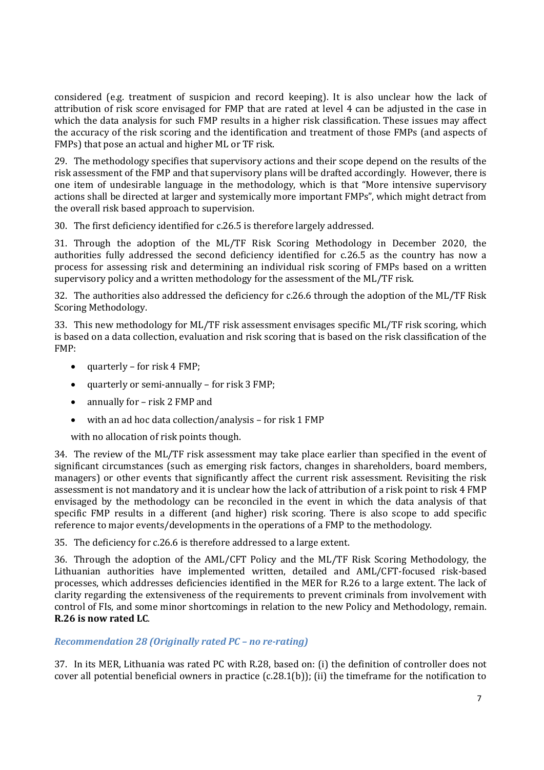considered (e.g. treatment of suspicion and record keeping). It is also unclear how the lack of attribution of risk score envisaged for FMP that are rated at level 4 can be adjusted in the case in which the data analysis for such FMP results in a higher risk classification. These issues may affect the accuracy of the risk scoring and the identification and treatment of those FMPs (and aspects of FMPs) that pose an actual and higher ML or TF risk.

29. The methodology specifies that supervisory actions and their scope depend on the results of the risk assessment of the FMP and that supervisory plans will be drafted accordingly. However, there is one item of undesirable language in the methodology, which is that "More intensive supervisory actions shall be directed at larger and systemically more important FMPs", which might detract from the overall risk based approach to supervision.

30. The first deficiency identified for c.26.5 is therefore largely addressed.

31. Through the adoption of the ML/TF Risk Scoring Methodology in December 2020, the authorities fully addressed the second deficiency identified for c.26.5 as the country has now a process for assessing risk and determining an individual risk scoring of FMPs based on a written supervisory policy and a written methodology for the assessment of the ML/TF risk.

32. The authorities also addressed the deficiency for c.26.6 through the adoption of the ML/TF Risk Scoring Methodology.

33. This new methodology for ML/TF risk assessment envisages specific ML/TF risk scoring, which is based on a data collection, evaluation and risk scoring that is based on the risk classification of the FMP:

- quarterly – for risk 4 FMP;
- quarterly or semi-annually – for risk 3 FMP;
- annually for – risk 2 FMP and
- with an ad hoc data collection/analysis – for risk 1 FMP

with no allocation of risk points though.

34. The review of the ML/TF risk assessment may take place earlier than specified in the event of significant circumstances (such as emerging risk factors, changes in shareholders, board members, managers) or other events that significantly affect the current risk assessment. Revisiting the risk assessment is not mandatory and it is unclear how the lack of attribution of a risk point to risk 4 FMP envisaged by the methodology can be reconciled in the event in which the data analysis of that specific FMP results in a different (and higher) risk scoring. There is also scope to add specific reference to major events/developments in the operations of a FMP to the methodology.

35. The deficiency for c.26.6 is therefore addressed to a large extent.

36. Through the adoption of the AML/CFT Policy and the ML/TF Risk Scoring Methodology, the Lithuanian authorities have implemented written, detailed and AML/CFT-focused risk-based processes, which addresses deficiencies identified in the MER for R.26 to a large extent. The lack of clarity regarding the extensiveness of the requirements to prevent criminals from involvement with control of FIs, and some minor shortcomings in relation to the new Policy and Methodology, remain. **R.26 is now rated LC**.

### *Recommendation 28 (Originally rated PC – no re-rating)*

37. In its MER, Lithuania was rated PC with R.28, based on: (i) the definition of controller does not cover all potential beneficial owners in practice (c.28.1(b)); (ii) the timeframe for the notification to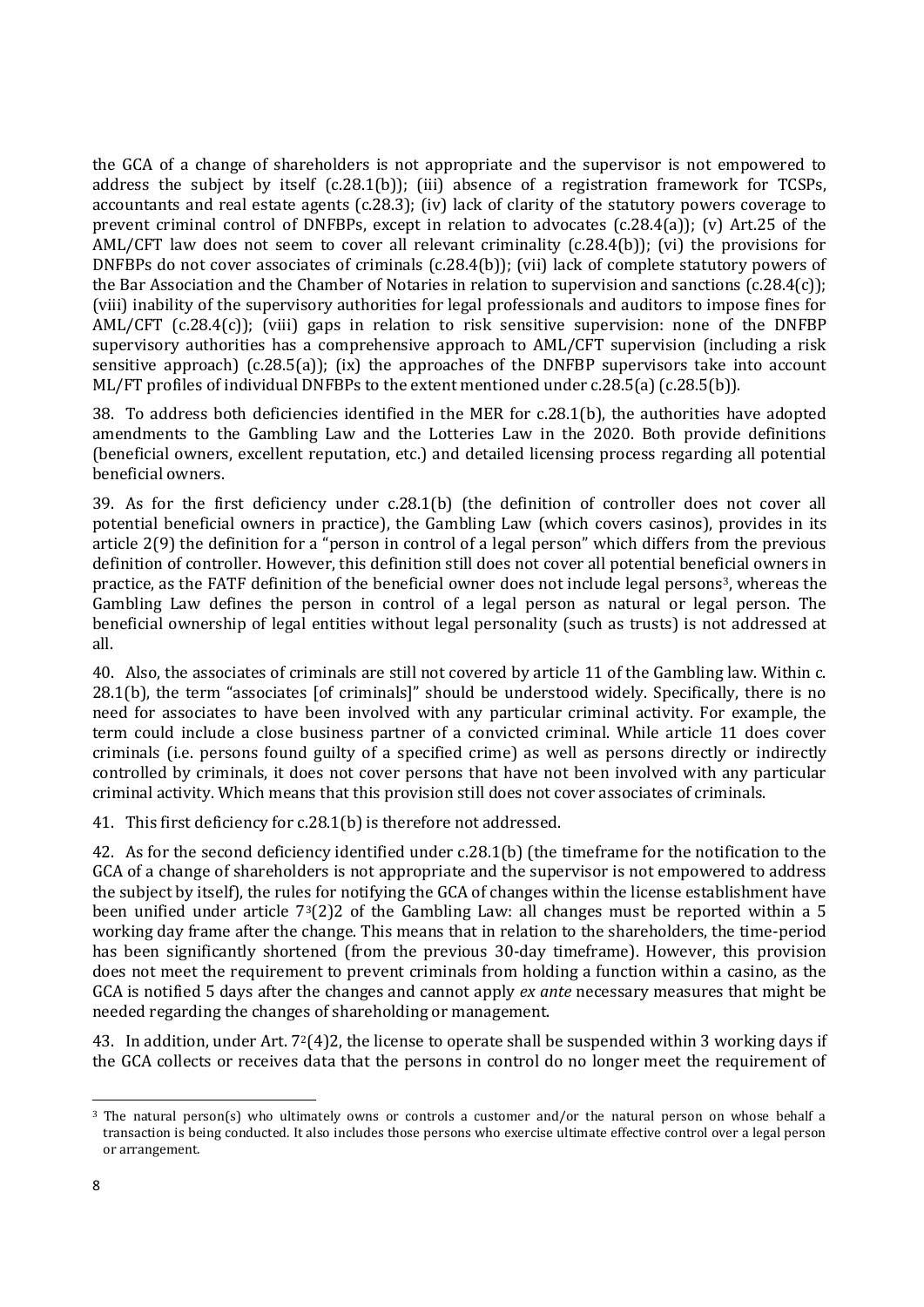the GCA of a change of shareholders is not appropriate and the supervisor is not empowered to address the subject by itself (c.28.1(b)); (iii) absence of a registration framework for TCSPs, accountants and real estate agents (c.28.3); (iv) lack of clarity of the statutory powers coverage to prevent criminal control of DNFBPs, except in relation to advocates (c.28.4(a)); (v) Art.25 of the AML/CFT law does not seem to cover all relevant criminality (c.28.4(b)); (vi) the provisions for DNFBPs do not cover associates of criminals (c.28.4(b)); (vii) lack of complete statutory powers of the Bar Association and the Chamber of Notaries in relation to supervision and sanctions (c.28.4(c)); (viii) inability of the supervisory authorities for legal professionals and auditors to impose fines for AML/CFT (c.28.4(c)); (viii) gaps in relation to risk sensitive supervision: none of the DNFBP supervisory authorities has a comprehensive approach to AML/CFT supervision (including a risk sensitive approach) (c.28.5(a)); (ix) the approaches of the DNFBP supervisors take into account ML/FT profiles of individual DNFBPs to the extent mentioned under c.28.5(a) (c.28.5(b)).

38. To address both deficiencies identified in the MER for c.28.1(b), the authorities have adopted amendments to the Gambling Law and the Lotteries Law in the 2020. Both provide definitions (beneficial owners, excellent reputation, etc.) and detailed licensing process regarding all potential beneficial owners.

39. As for the first deficiency under c.28.1(b) (the definition of controller does not cover all potential beneficial owners in practice), the Gambling Law (which covers casinos), provides in its article 2(9) the definition for a "person in control of a legal person" which differs from the previous definition of controller. However, this definition still does not cover all potential beneficial owners in practice, as the FATF definition of the beneficial owner does not include legal persons[3], whereas the Gambling Law defines the person in control of a legal person as natural or legal person. The beneficial ownership of legal entities without legal personality (such as trusts) is not addressed at all.

40. Also, the associates of criminals are still not covered by article 11 of the Gambling law. Within c. 28.1(b), the term "associates [of criminals]" should be understood widely. Specifically, there is no need for associates to have been involved with any particular criminal activity. For example, the term could include a close business partner of a convicted criminal. While article 11 does cover criminals (i.e. persons found guilty of a specified crime) as well as persons directly or indirectly controlled by criminals, it does not cover persons that have not been involved with any particular criminal activity. Which means that this provision still does not cover associates of criminals.

41. This first deficiency for c.28.1(b) is therefore not addressed.

42. As for the second deficiency identified under c.28.1(b) (the timeframe for the notification to the GCA of a change of shareholders is not appropriate and the supervisor is not empowered to address the subject by itself), the rules for notifying the GCA of changes within the license establishment have been unified under article 7[3](2)2 of the Gambling Law: all changes must be reported within a 5 working day frame after the change. This means that in relation to the shareholders, the time-period has been significantly shortened (from the previous 30-day timeframe). However, this provision does not meet the requirement to prevent criminals from holding a function within a casino, as the GCA is notified 5 days after the changes and cannot apply *ex ante* necessary measures that might be needed regarding the changes of shareholding or management.

43. In addition, under Art. 7[2](4)2, the license to operate shall be suspended within 3 working days if the GCA collects or receives data that the persons in control do no longer meet the requirement of

[3] The natural person(s) who ultimately owns or controls a customer and/or the natural person on whose behalf a transaction is being conducted. It also includes those persons who exercise ultimate effective control over a legal person or arrangement.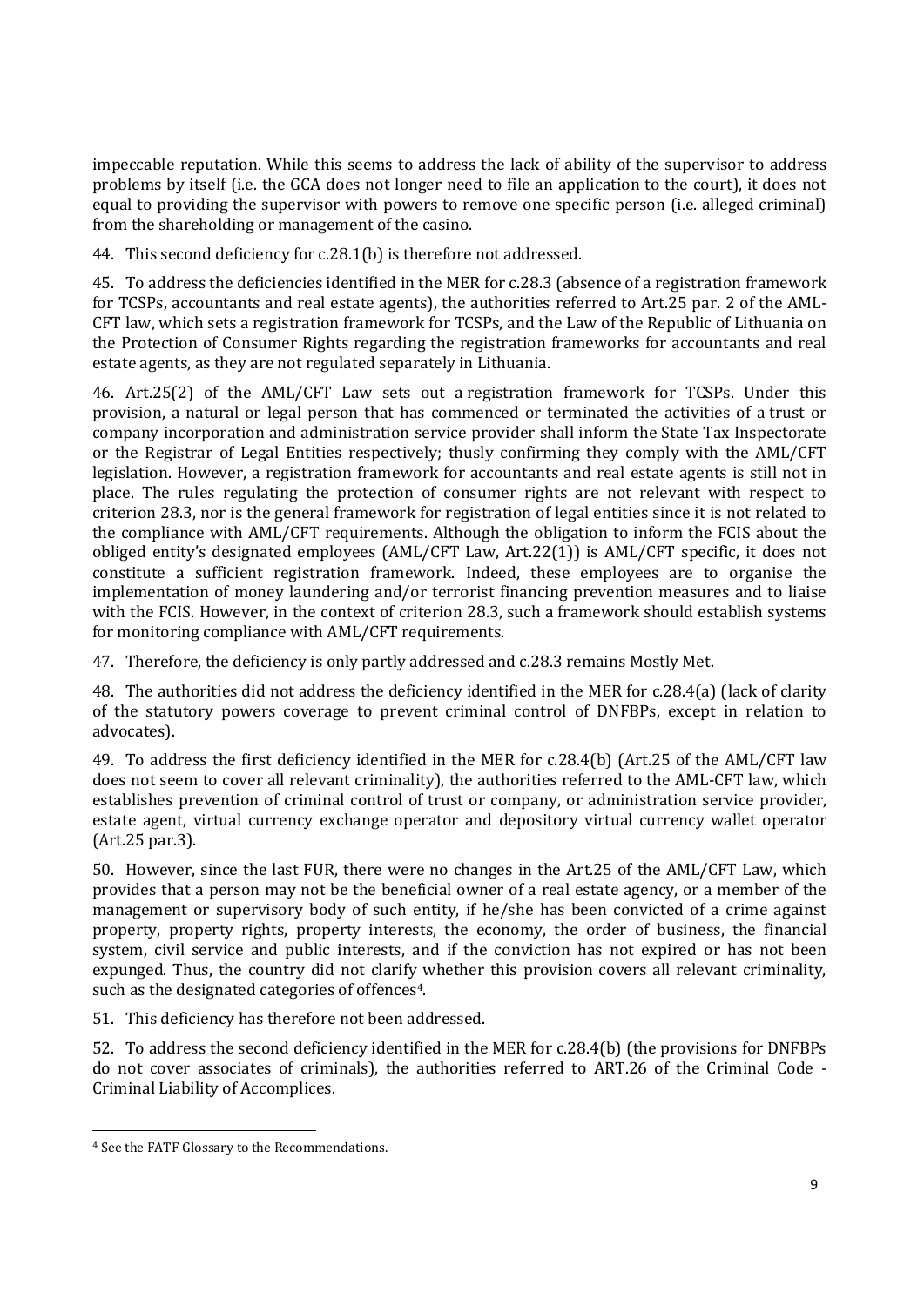impeccable reputation. While this seems to address the lack of ability of the supervisor to address problems by itself (i.e. the GCA does not longer need to file an application to the court), it does not equal to providing the supervisor with powers to remove one specific person (i.e. alleged criminal) from the shareholding or management of the casino.

44. This second deficiency for c.28.1(b) is therefore not addressed.

45. To address the deficiencies identified in the MER for c.28.3 (absence of a registration framework for TCSPs, accountants and real estate agents), the authorities referred to Art.25 par. 2 of the AML-CFT law, which sets a registration framework for TCSPs, and the Law of the Republic of Lithuania on the Protection of Consumer Rights regarding the registration frameworks for accountants and real estate agents, as they are not regulated separately in Lithuania.

46. Art.25(2) of the AML/CFT Law sets out a registration framework for TCSPs. Under this provision, a natural or legal person that has commenced or terminated the activities of a trust or company incorporation and administration service provider shall inform the State Tax Inspectorate or the Registrar of Legal Entities respectively; thusly confirming they comply with the AML/CFT legislation. However, a registration framework for accountants and real estate agents is still not in place. The rules regulating the protection of consumer rights are not relevant with respect to criterion 28.3, nor is the general framework for registration of legal entities since it is not related to the compliance with AML/CFT requirements. Although the obligation to inform the FCIS about the obliged entity's designated employees (AML/CFT Law, Art.22(1)) is AML/CFT specific, it does not constitute a sufficient registration framework. Indeed, these employees are to organise the implementation of money laundering and/or terrorist financing prevention measures and to liaise with the FCIS. However, in the context of criterion 28.3, such a framework should establish systems for monitoring compliance with AML/CFT requirements.

47. Therefore, the deficiency is only partly addressed and c.28.3 remains Mostly Met.

48. The authorities did not address the deficiency identified in the MER for c.28.4(a) (lack of clarity of the statutory powers coverage to prevent criminal control of DNFBPs, except in relation to advocates).

49. To address the first deficiency identified in the MER for c.28.4(b) (Art.25 of the AML/CFT law does not seem to cover all relevant criminality), the authorities referred to the AML-CFT law, which establishes prevention of criminal control of trust or company, or administration service provider, estate agent, virtual currency exchange operator and depository virtual currency wallet operator (Art.25 par.3).

50. However, since the last FUR, there were no changes in the Art.25 of the AML/CFT Law, which provides that a person may not be the beneficial owner of a real estate agency, or a member of the management or supervisory body of such entity, if he/she has been convicted of a crime against property, property rights, property interests, the economy, the order of business, the financial system, civil service and public interests, and if the conviction has not expired or has not been expunged. Thus, the country did not clarify whether this provision covers all relevant criminality, such as the designated categories of offences[4].

51. This deficiency has therefore not been addressed.

52. To address the second deficiency identified in the MER for c.28.4(b) (the provisions for DNFBPs do not cover associates of criminals), the authorities referred to ART.26 of the Criminal Code - Criminal Liability of Accomplices.

[4] See the FATF Glossary to the Recommendations.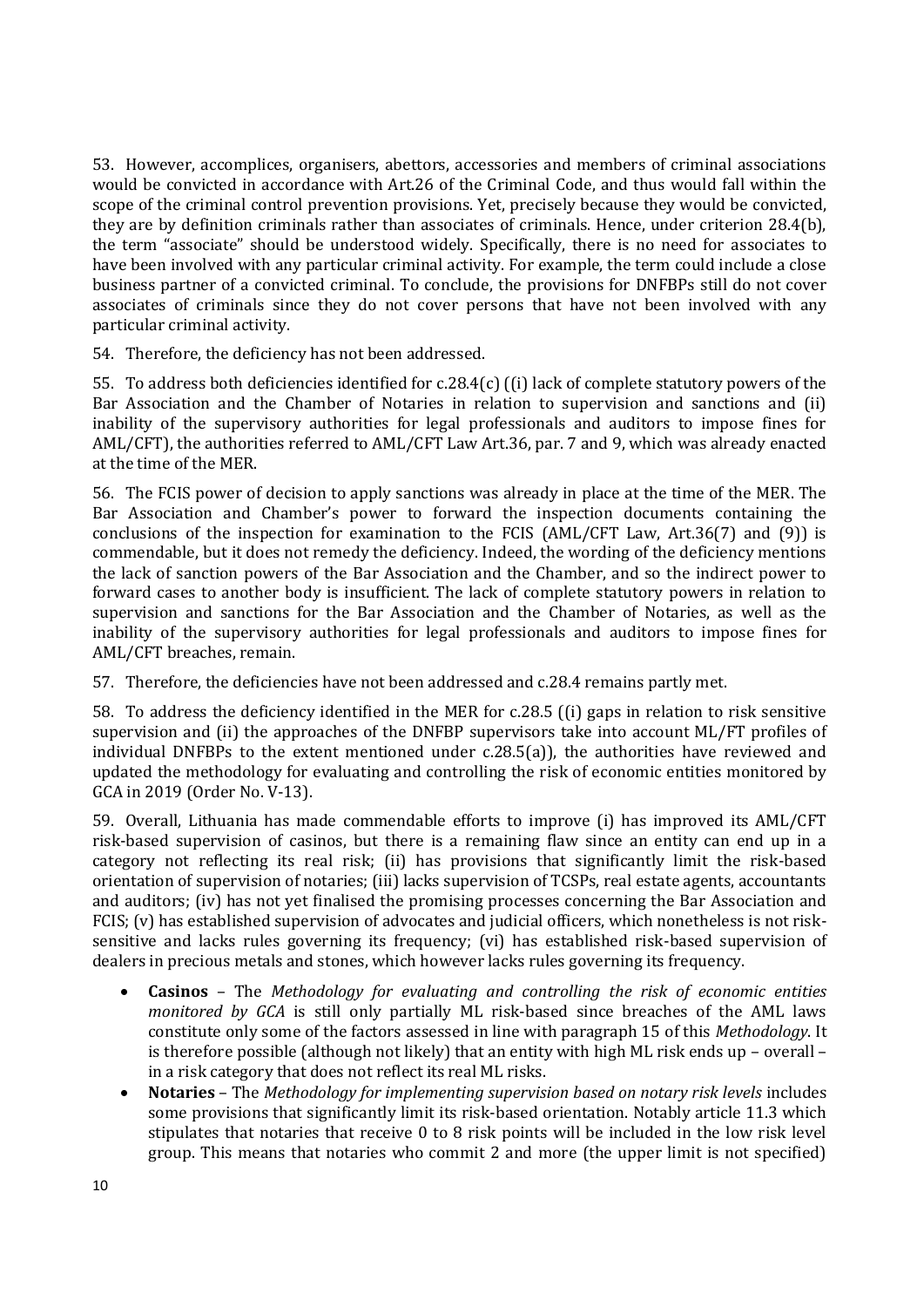53. However, accomplices, organisers, abettors, accessories and members of criminal associations would be convicted in accordance with Art.26 of the Criminal Code, and thus would fall within the scope of the criminal control prevention provisions. Yet, precisely because they would be convicted, they are by definition criminals rather than associates of criminals. Hence, under criterion 28.4(b), the term "associate" should be understood widely. Specifically, there is no need for associates to have been involved with any particular criminal activity. For example, the term could include a close business partner of a convicted criminal. To conclude, the provisions for DNFBPs still do not cover associates of criminals since they do not cover persons that have not been involved with any particular criminal activity.

54. Therefore, the deficiency has not been addressed.

55. To address both deficiencies identified for c.28.4(c) ((i) lack of complete statutory powers of the Bar Association and the Chamber of Notaries in relation to supervision and sanctions and (ii) inability of the supervisory authorities for legal professionals and auditors to impose fines for AML/CFT), the authorities referred to AML/CFT Law Art.36, par. 7 and 9, which was already enacted at the time of the MER.

56. The FCIS power of decision to apply sanctions was already in place at the time of the MER. The Bar Association and Chamber's power to forward the inspection documents containing the conclusions of the inspection for examination to the FCIS (AML/CFT Law, Art.36(7) and (9)) is commendable, but it does not remedy the deficiency. Indeed, the wording of the deficiency mentions the lack of sanction powers of the Bar Association and the Chamber, and so the indirect power to forward cases to another body is insufficient. The lack of complete statutory powers in relation to supervision and sanctions for the Bar Association and the Chamber of Notaries, as well as the inability of the supervisory authorities for legal professionals and auditors to impose fines for AML/CFT breaches, remain.

57. Therefore, the deficiencies have not been addressed and c.28.4 remains partly met.

58. To address the deficiency identified in the MER for c.28.5 ((i) gaps in relation to risk sensitive supervision and (ii) the approaches of the DNFBP supervisors take into account ML/FT profiles of individual DNFBPs to the extent mentioned under c.28.5(a)), the authorities have reviewed and updated the methodology for evaluating and controlling the risk of economic entities monitored by GCA in 2019 (Order No. V-13).

59. Overall, Lithuania has made commendable efforts to improve (i) has improved its AML/CFT risk-based supervision of casinos, but there is a remaining flaw since an entity can end up in a category not reflecting its real risk; (ii) has provisions that significantly limit the risk-based orientation of supervision of notaries; (iii) lacks supervision of TCSPs, real estate agents, accountants and auditors; (iv) has not yet finalised the promising processes concerning the Bar Association and FCIS; (v) has established supervision of advocates and judicial officers, which nonetheless is not risk-sensitive and lacks rules governing its frequency; (vi) has established risk-based supervision of dealers in precious metals and stones, which however lacks rules governing its frequency.

- **Casinos** – The *Methodology for evaluating and controlling the risk of economic entities monitored by GCA* is still only partially ML risk-based since breaches of the AML laws constitute only some of the factors assessed in line with paragraph 15 of this *Methodology*. It is therefore possible (although not likely) that an entity with high ML risk ends up – overall – in a risk category that does not reflect its real ML risks.
- **Notaries** – The *Methodology for implementing supervision based on notary risk levels* includes some provisions that significantly limit its risk-based orientation. Notably article 11.3 which stipulates that notaries that receive 0 to 8 risk points will be included in the low risk level group. This means that notaries who commit 2 and more (the upper limit is not specified)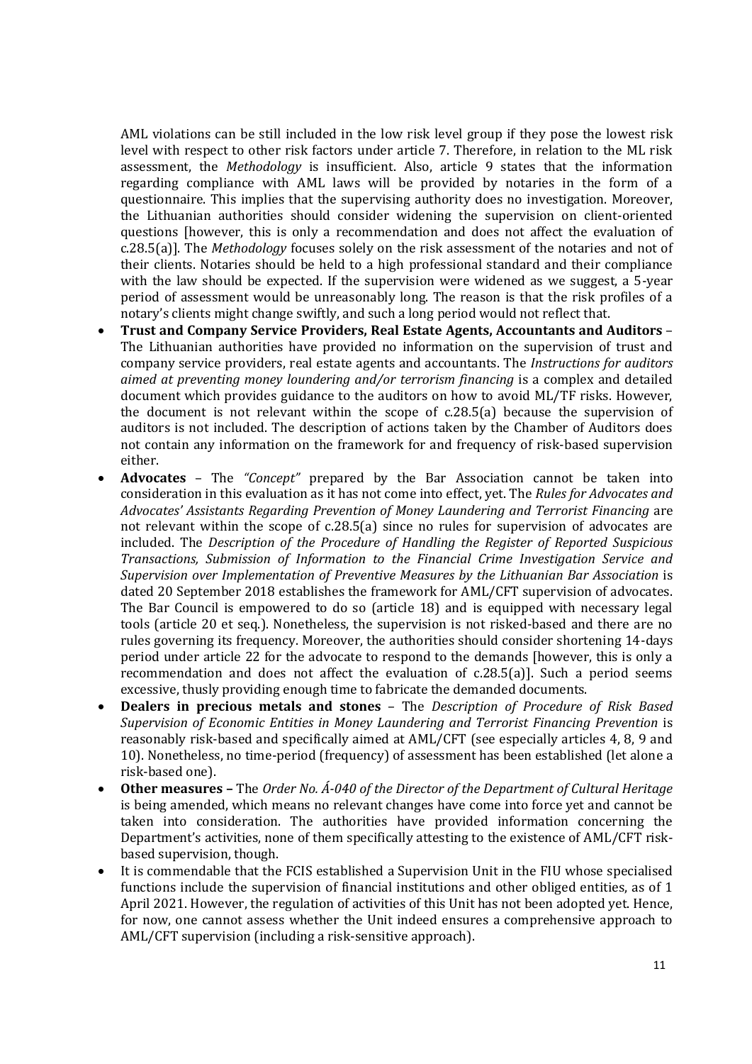AML violations can be still included in the low risk level group if they pose the lowest risk level with respect to other risk factors under article 7. Therefore, in relation to the ML risk assessment, the *Methodology* is insufficient. Also, article 9 states that the information regarding compliance with AML laws will be provided by notaries in the form of a questionnaire. This implies that the supervising authority does no investigation. Moreover, the Lithuanian authorities should consider widening the supervision on client-oriented questions [however, this is only a recommendation and does not affect the evaluation of c.28.5(a)]. The *Methodology* focuses solely on the risk assessment of the notaries and not of their clients. Notaries should be held to a high professional standard and their compliance with the law should be expected. If the supervision were widened as we suggest, a 5-year period of assessment would be unreasonably long. The reason is that the risk profiles of a notary's clients might change swiftly, and such a long period would not reflect that.

- **Trust and Company Service Providers, Real Estate Agents, Accountants and Auditors** – The Lithuanian authorities have provided no information on the supervision of trust and company service providers, real estate agents and accountants. The *Instructions for auditors aimed at preventing money loundering and/or terrorism financing* is a complex and detailed document which provides guidance to the auditors on how to avoid ML/TF risks. However, the document is not relevant within the scope of c.28.5(a) because the supervision of auditors is not included. The description of actions taken by the Chamber of Auditors does not contain any information on the framework for and frequency of risk-based supervision either.
- **Advocates** – The *"Concept"* prepared by the Bar Association cannot be taken into consideration in this evaluation as it has not come into effect, yet. The *Rules for Advocates and Advocates' Assistants Regarding Prevention of Money Laundering and Terrorist Financing* are not relevant within the scope of c.28.5(a) since no rules for supervision of advocates are included. The *Description of the Procedure of Handling the Register of Reported Suspicious Transactions, Submission of Information to the Financial Crime Investigation Service and Supervision over Implementation of Preventive Measures by the Lithuanian Bar Association* is dated 20 September 2018 establishes the framework for AML/CFT supervision of advocates. The Bar Council is empowered to do so (article 18) and is equipped with necessary legal tools (article 20 et seq.). Nonetheless, the supervision is not risked-based and there are no rules governing its frequency. Moreover, the authorities should consider shortening 14-days period under article 22 for the advocate to respond to the demands [however, this is only a recommendation and does not affect the evaluation of c.28.5(a)]. Such a period seems excessive, thusly providing enough time to fabricate the demanded documents.
- **Dealers in precious metals and stones** – The *Description of Procedure of Risk Based Supervision of Economic Entities in Money Laundering and Terrorist Financing Prevention* is reasonably risk-based and specifically aimed at AML/CFT (see especially articles 4, 8, 9 and 10). Nonetheless, no time-period (frequency) of assessment has been established (let alone a risk-based one).
- **Other measures –** The *Order No. Á-040 of the Director of the Department of Cultural Heritage* is being amended, which means no relevant changes have come into force yet and cannot be taken into consideration. The authorities have provided information concerning the Department's activities, none of them specifically attesting to the existence of AML/CFT risk-based supervision, though.
- It is commendable that the FCIS established a Supervision Unit in the FIU whose specialised functions include the supervision of financial institutions and other obliged entities, as of 1 April 2021. However, the regulation of activities of this Unit has not been adopted yet. Hence, for now, one cannot assess whether the Unit indeed ensures a comprehensive approach to AML/CFT supervision (including a risk-sensitive approach).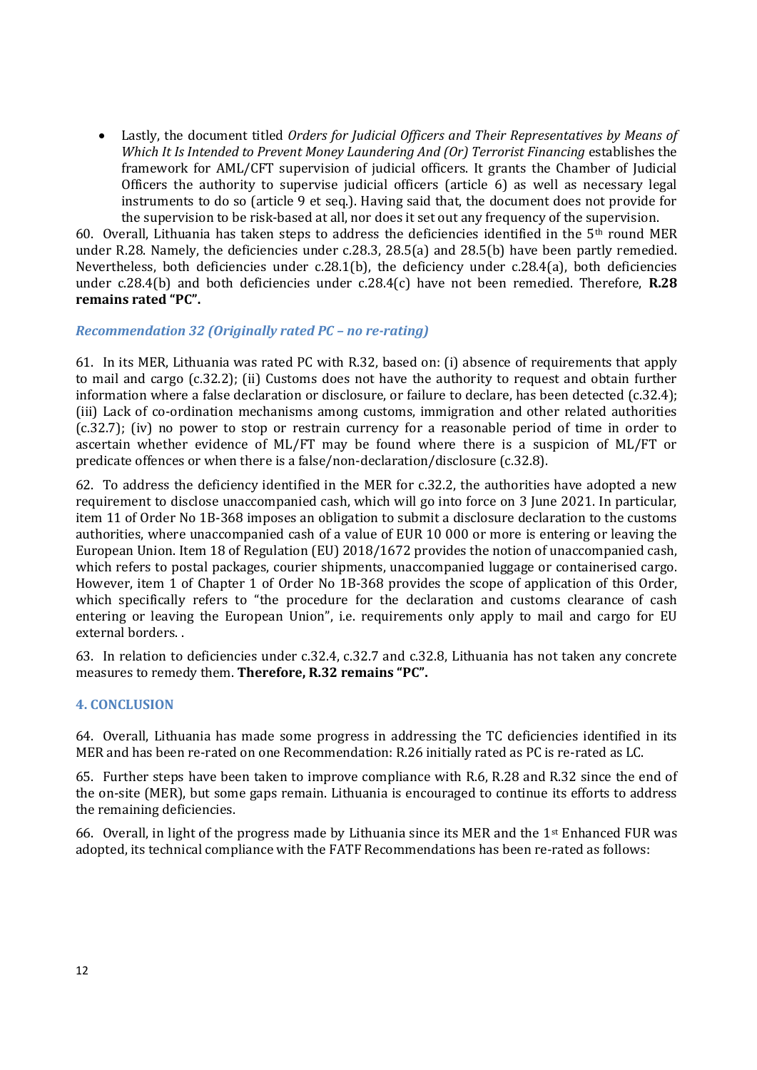- Lastly, the document titled *Orders for Judicial Officers and Their Representatives by Means of Which It Is Intended to Prevent Money Laundering And (Or) Terrorist Financing* establishes the framework for AML/CFT supervision of judicial officers. It grants the Chamber of Judicial Officers the authority to supervise judicial officers (article 6) as well as necessary legal instruments to do so (article 9 et seq.). Having said that, the document does not provide for the supervision to be risk-based at all, nor does it set out any frequency of the supervision.

60. Overall, Lithuania has taken steps to address the deficiencies identified in the 5th round MER under R.28. Namely, the deficiencies under c.28.3, 28.5(a) and 28.5(b) have been partly remedied. Nevertheless, both deficiencies under c.28.1(b), the deficiency under c.28.4(a), both deficiencies under c.28.4(b) and both deficiencies under c.28.4(c) have not been remedied. Therefore, **R.28 remains rated "PC".**

### *Recommendation 32 (Originally rated PC – no re-rating)*

61. In its MER, Lithuania was rated PC with R.32, based on: (i) absence of requirements that apply to mail and cargo (c.32.2); (ii) Customs does not have the authority to request and obtain further information where a false declaration or disclosure, or failure to declare, has been detected (c.32.4); (iii) Lack of co-ordination mechanisms among customs, immigration and other related authorities (c.32.7); (iv) no power to stop or restrain currency for a reasonable period of time in order to ascertain whether evidence of ML/FT may be found where there is a suspicion of ML/FT or predicate offences or when there is a false/non-declaration/disclosure (c.32.8).

62. To address the deficiency identified in the MER for c.32.2, the authorities have adopted a new requirement to disclose unaccompanied cash, which will go into force on 3 June 2021. In particular, item 11 of Order No 1B-368 imposes an obligation to submit a disclosure declaration to the customs authorities, where unaccompanied cash of a value of EUR 10 000 or more is entering or leaving the European Union. Item 18 of Regulation (EU) 2018/1672 provides the notion of unaccompanied cash, which refers to postal packages, courier shipments, unaccompanied luggage or containerised cargo. However, item 1 of Chapter 1 of Order No 1B-368 provides the scope of application of this Order, which specifically refers to "the procedure for the declaration and customs clearance of cash entering or leaving the European Union", i.e. requirements only apply to mail and cargo for EU external borders. .

63. In relation to deficiencies under c.32.4, c.32.7 and c.32.8, Lithuania has not taken any concrete measures to remedy them. **Therefore, R.32 remains "PC".**

## 4. CONCLUSION

64. Overall, Lithuania has made some progress in addressing the TC deficiencies identified in its MER and has been re-rated on one Recommendation: R.26 initially rated as PC is re-rated as LC.

65. Further steps have been taken to improve compliance with R.6, R.28 and R.32 since the end of the on-site (MER), but some gaps remain. Lithuania is encouraged to continue its efforts to address the remaining deficiencies.

66. Overall, in light of the progress made by Lithuania since its MER and the 1st Enhanced FUR was adopted, its technical compliance with the FATF Recommendations has been re-rated as follows: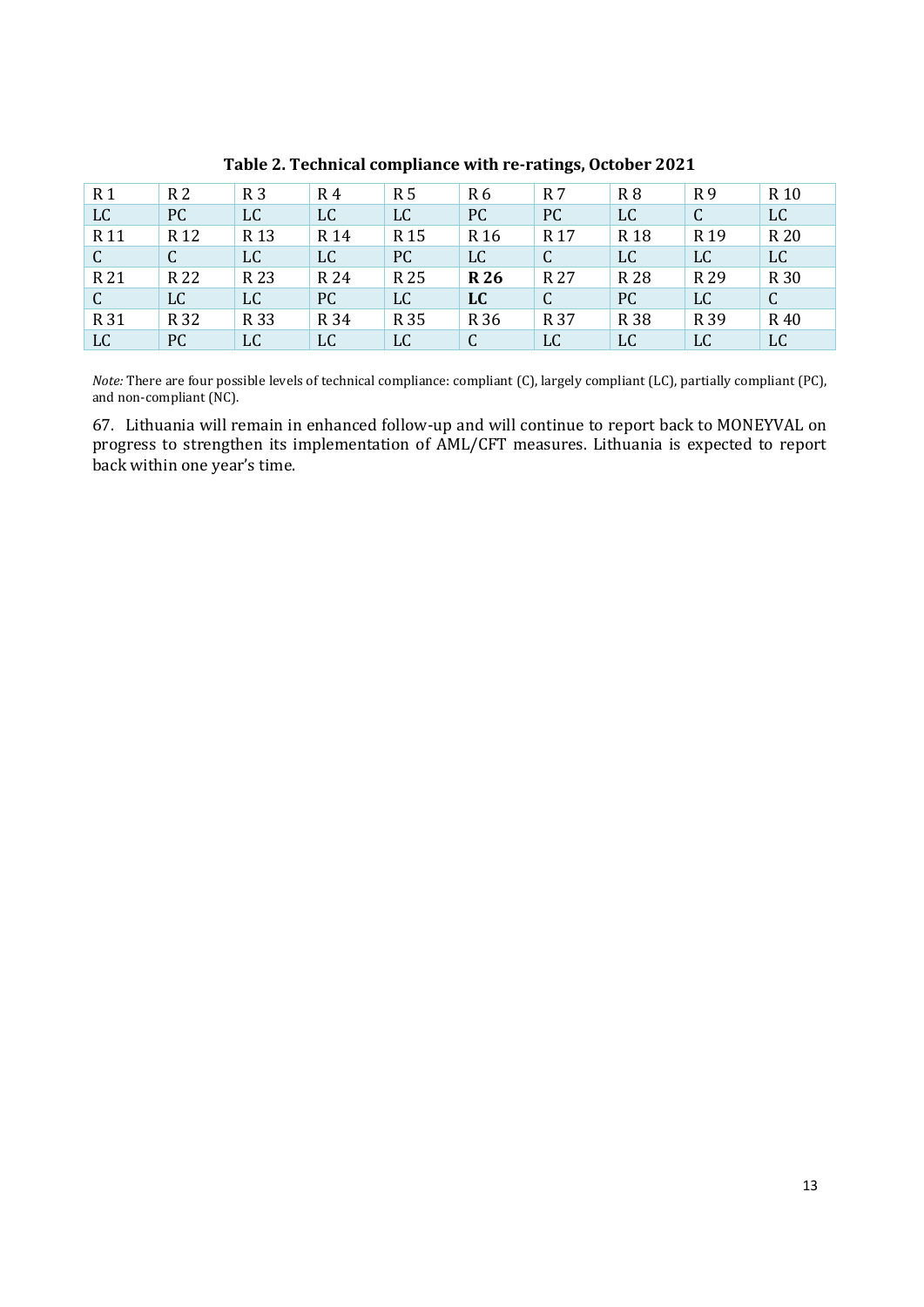**Table 2. Technical compliance with re-ratings, October 2021**

| R 1 | R 2 | R 3 | R 4 | R 5 | R 6 | R 7 | R 8 | R 9 | R 10 |
|---|---|---|---|---|---|---|---|---|---|
| LC | PC | LC | LC | LC | PC | PC | LC | C | LC |
| R 11 | R 12 | R 13 | R 14 | R 15 | R 16 | R 17 | R 18 | R 19 | R 20 |
| C | C | LC | LC | PC | LC | C | LC | LC | LC |
| R 21 | R 22 | R 23 | R 24 | R 25 | **R 26** | R 27 | R 28 | R 29 | R 30 |
| C | LC | LC | PC | LC | **LC** | C | PC | LC | C |
| R 31 | R 32 | R 33 | R 34 | R 35 | R 36 | R 37 | R 38 | R 39 | R 40 |
| LC | PC | LC | LC | LC | C | LC | LC | LC | LC |

*Note:* There are four possible levels of technical compliance: compliant (C), largely compliant (LC), partially compliant (PC), and non-compliant (NC).

67. Lithuania will remain in enhanced follow-up and will continue to report back to MONEYVAL on progress to strengthen its implementation of AML/CFT measures. Lithuania is expected to report back within one year's time.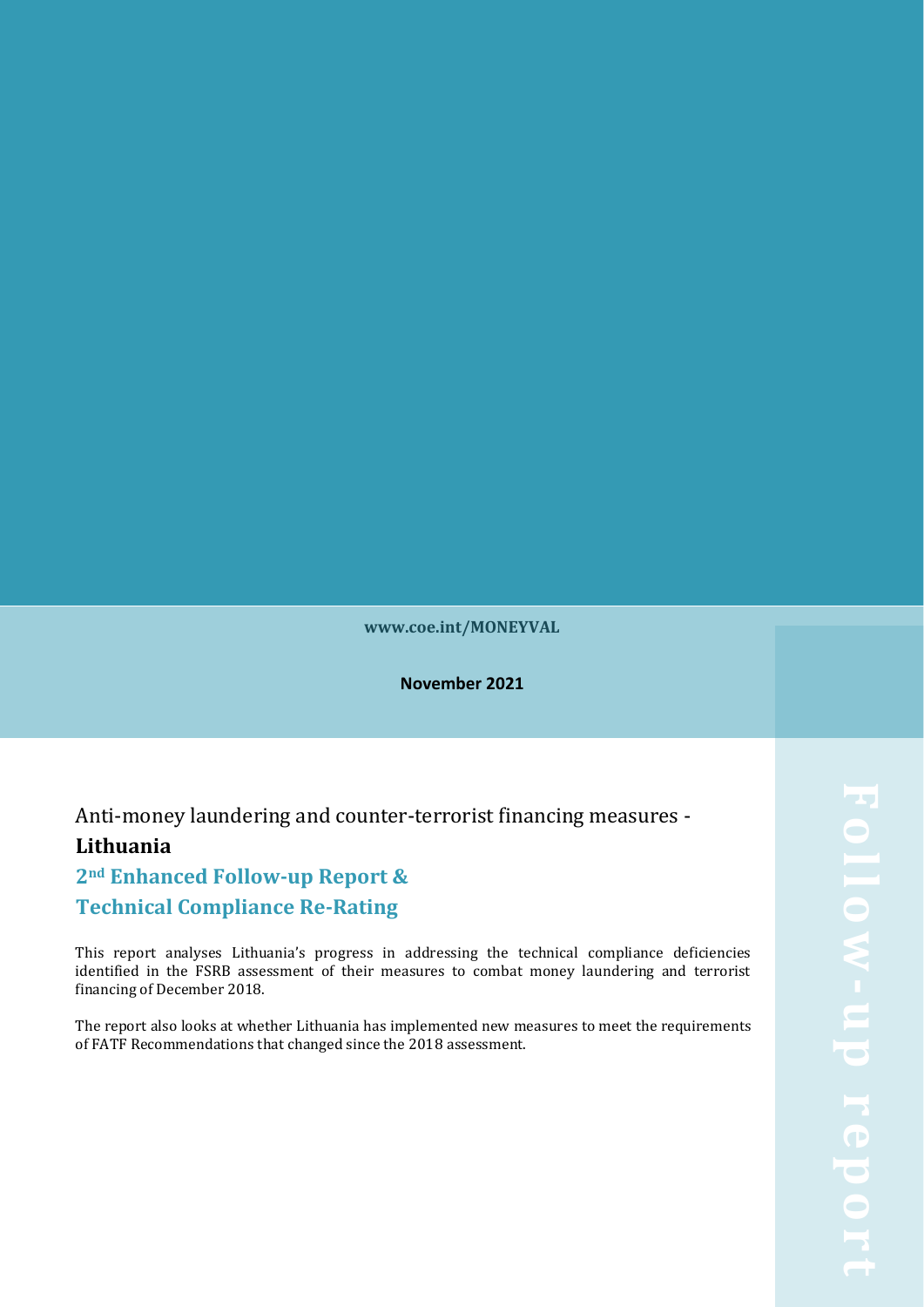www.coe.int/MONEYVAL

**November 2021**

Anti-money laundering and counter-terrorist financing measures -

**Lithuania**

## 2nd Enhanced Follow-up Report & Technical Compliance Re-Rating

This report analyses Lithuania's progress in addressing the technical compliance deficiencies identified in the FSRB assessment of their measures to combat money laundering and terrorist financing of December 2018.

The report also looks at whether Lithuania has implemented new measures to meet the requirements of FATF Recommendations that changed since the 2018 assessment.

Follow-up report